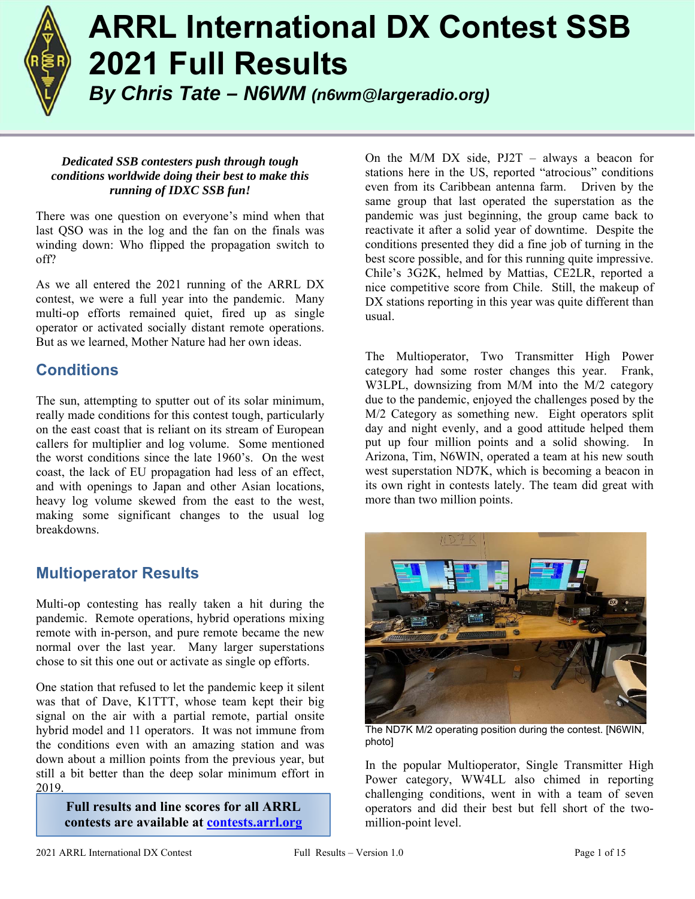# ARRL International DX Contest SSB 2021 Full Results

***By Chris Tate – N6WM** (n6wm@largeradio.org)*

***Dedicated SSB contesters push through tough conditions worldwide doing their best to make this running of IDXC SSB fun!***

There was one question on everyone's mind when that last QSO was in the log and the fan on the finals was winding down: Who flipped the propagation switch to off?

As we all entered the 2021 running of the ARRL DX contest, we were a full year into the pandemic. Many multi-op efforts remained quiet, fired up as single operator or activated socially distant remote operations. But as we learned, Mother Nature had her own ideas.

## Conditions

The sun, attempting to sputter out of its solar minimum, really made conditions for this contest tough, particularly on the east coast that is reliant on its stream of European callers for multiplier and log volume. Some mentioned the worst conditions since the late 1960's. On the west coast, the lack of EU propagation had less of an effect, and with openings to Japan and other Asian locations, heavy log volume skewed from the east to the west, making some significant changes to the usual log breakdowns.

## Multioperator Results

Multi-op contesting has really taken a hit during the pandemic. Remote operations, hybrid operations mixing remote with in-person, and pure remote became the new normal over the last year. Many larger superstations chose to sit this one out or activate as single op efforts.

One station that refused to let the pandemic keep it silent was that of Dave, K1TTT, whose team kept their big signal on the air with a partial remote, partial onsite hybrid model and 11 operators. It was not immune from the conditions even with an amazing station and was down about a million points from the previous year, but still a bit better than the deep solar minimum effort in 2019.

**Full results and line scores for all ARRL contests are available at [contests.arrl.org](contests.arrl.org)**

On the M/M DX side, PJ2T – always a beacon for stations here in the US, reported "atrocious" conditions even from its Caribbean antenna farm. Driven by the same group that last operated the superstation as the pandemic was just beginning, the group came back to reactivate it after a solid year of downtime. Despite the conditions presented they did a fine job of turning in the best score possible, and for this running quite impressive. Chile's 3G2K, helmed by Mattias, CE2LR, reported a nice competitive score from Chile. Still, the makeup of DX stations reporting in this year was quite different than usual.

The Multioperator, Two Transmitter High Power category had some roster changes this year. Frank, W3LPL, downsizing from M/M into the M/2 category due to the pandemic, enjoyed the challenges posed by the M/2 Category as something new. Eight operators split day and night evenly, and a good attitude helped them put up four million points and a solid showing. In Arizona, Tim, N6WIN, operated a team at his new south west superstation ND7K, which is becoming a beacon in its own right in contests lately. The team did great with more than two million points.

The ND7K M/2 operating position during the contest. [N6WIN, photo]

In the popular Multioperator, Single Transmitter High Power category, WW4LL also chimed in reporting challenging conditions, went in with a team of seven operators and did their best but fell short of the two-million-point level.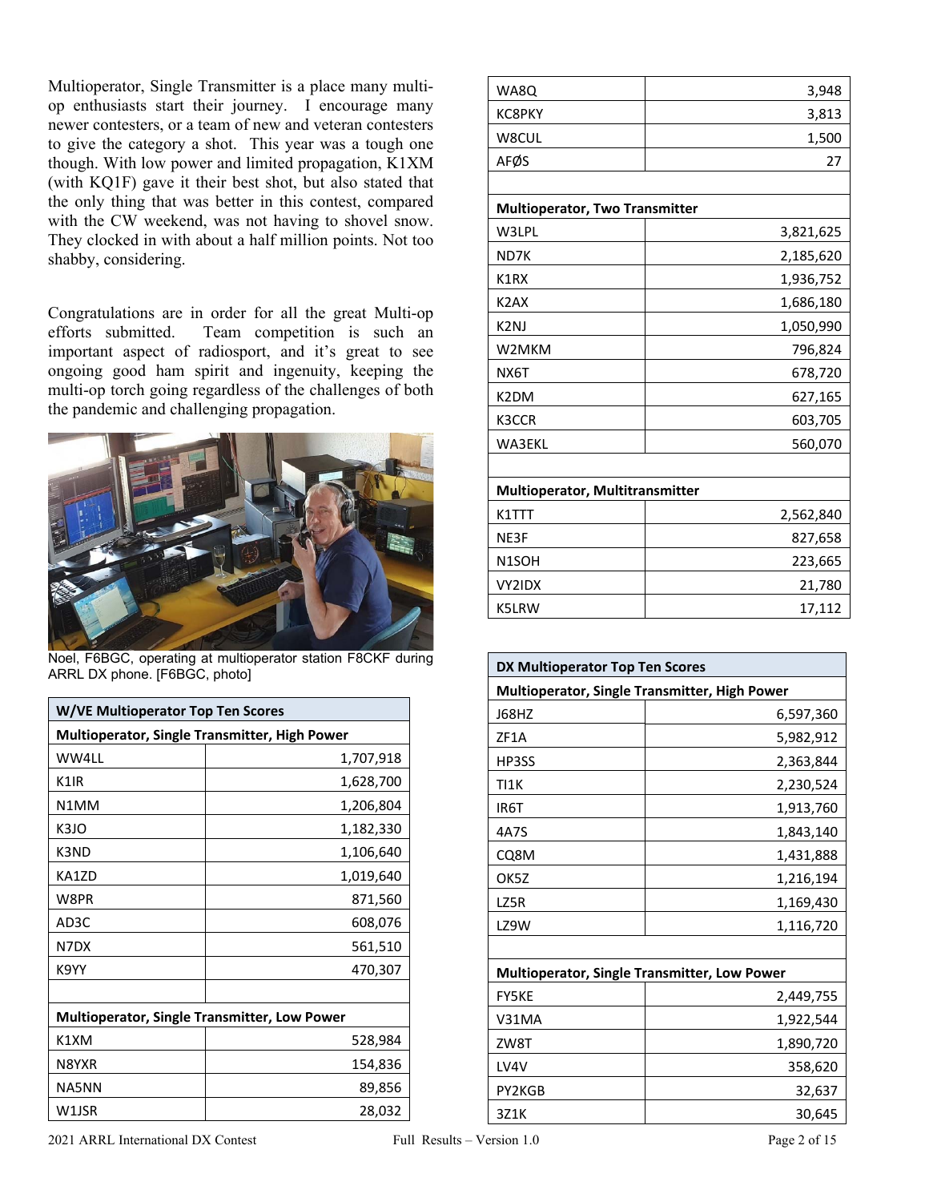Multioperator, Single Transmitter is a place many multi-op enthusiasts start their journey. I encourage many newer contesters, or a team of new and veteran contesters to give the category a shot. This year was a tough one though. With low power and limited propagation, K1XM (with KQ1F) gave it their best shot, but also stated that the only thing that was better in this contest, compared with the CW weekend, was not having to shovel snow. They clocked in with about a half million points. Not too shabby, considering.

Congratulations are in order for all the great Multi-op efforts submitted. Team competition is such an important aspect of radiosport, and it's great to see ongoing good ham spirit and ingenuity, keeping the multi-op torch going regardless of the challenges of both the pandemic and challenging propagation.

Noel, F6BGC, operating at multioperator station F8CKF during ARRL DX phone. [F6BGC, photo]

| W/VE Multioperator Top Ten Scores | |
|---|---|
| **Multioperator, Single Transmitter, High Power** | |
| WW4LL | 1,707,918 |
| K1IR | 1,628,700 |
| N1MM | 1,206,804 |
| K3JO | 1,182,330 |
| K3ND | 1,106,640 |
| KA1ZD | 1,019,640 |
| W8PR | 871,560 |
| AD3C | 608,076 |
| N7DX | 561,510 |
| K9YY | 470,307 |
| | |
| **Multioperator, Single Transmitter, Low Power** | |
| K1XM | 528,984 |
| N8YXR | 154,836 |
| NA5NN | 89,856 |
| W1JSR | 28,032 |
| WA8Q | 3,948 |
| KC8PKY | 3,813 |
| W8CUL | 1,500 |
| AFØS | 27 |
| | |
| **Multioperator, Two Transmitter** | |
| W3LPL | 3,821,625 |
| ND7K | 2,185,620 |
| K1RX | 1,936,752 |
| K2AX | 1,686,180 |
| K2NJ | 1,050,990 |
| W2MKM | 796,824 |
| NX6T | 678,720 |
| K2DM | 627,165 |
| K3CCR | 603,705 |
| WA3EKL | 560,070 |
| | |
| **Multioperator, Multitransmitter** | |
| K1TTT | 2,562,840 |
| NE3F | 827,658 |
| N1SOH | 223,665 |
| VY2IDX | 21,780 |
| K5LRW | 17,112 |

| DX Multioperator Top Ten Scores | |
|---|---|
| **Multioperator, Single Transmitter, High Power** | |
| J68HZ | 6,597,360 |
| ZF1A | 5,982,912 |
| HP3SS | 2,363,844 |
| TI1K | 2,230,524 |
| IR6T | 1,913,760 |
| 4A7S | 1,843,140 |
| CQ8M | 1,431,888 |
| OK5Z | 1,216,194 |
| LZ5R | 1,169,430 |
| LZ9W | 1,116,720 |
| | |
| **Multioperator, Single Transmitter, Low Power** | |
| FY5KE | 2,449,755 |
| V31MA | 1,922,544 |
| ZW8T | 1,890,720 |
| LV4V | 358,620 |
| PY2KGB | 32,637 |
| 3Z1K | 30,645 |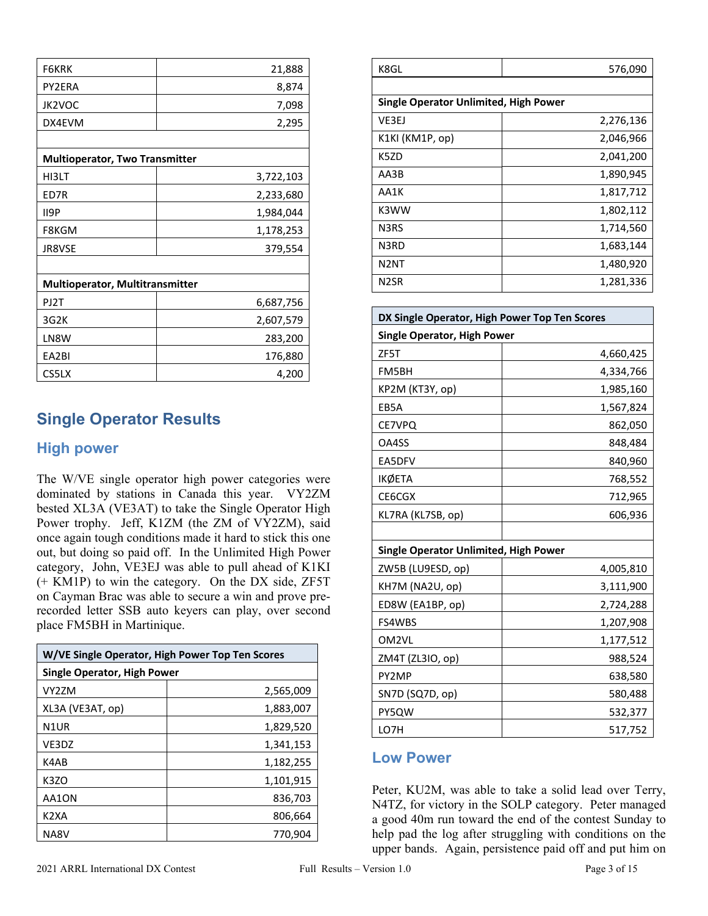| F6KRK | 21,888 |
|---|---|
| PY2ERA | 8,874 |
| JK2VOC | 7,098 |
| DX4EVM | 2,295 |
| | |
| **Multioperator, Two Transmitter** | |
| HI3LT | 3,722,103 |
| ED7R | 2,233,680 |
| II9P | 1,984,044 |
| F8KGM | 1,178,253 |
| JR8VSE | 379,554 |
| | |
| **Multioperator, Multitransmitter** | |
| PJ2T | 6,687,756 |
| 3G2K | 2,607,579 |
| LN8W | 283,200 |
| EA2BI | 176,880 |
| CS5LX | 4,200 |

## Single Operator Results

### High power

The W/VE single operator high power categories were dominated by stations in Canada this year. VY2ZM bested XL3A (VE3AT) to take the Single Operator High Power trophy. Jeff, K1ZM (the ZM of VY2ZM), said once again tough conditions made it hard to stick this one out, but doing so paid off. In the Unlimited High Power category, John, VE3EJ was able to pull ahead of K1KI (+ KM1P) to win the category. On the DX side, ZF5T on Cayman Brac was able to secure a win and prove pre-recorded letter SSB auto keyers can play, over second place FM5BH in Martinique.

| **W/VE Single Operator, High Power Top Ten Scores** | |
|---|---|
| **Single Operator, High Power** | |
| VY2ZM | 2,565,009 |
| XL3A (VE3AT, op) | 1,883,007 |
| N1UR | 1,829,520 |
| VE3DZ | 1,341,153 |
| K4AB | 1,182,255 |
| K3ZO | 1,101,915 |
| AA1ON | 836,703 |
| K2XA | 806,664 |
| NA8V | 770,904 |
| K8GL | 576,090 |
| | |
| **Single Operator Unlimited, High Power** | |
| VE3EJ | 2,276,136 |
| K1KI (KM1P, op) | 2,046,966 |
| K5ZD | 2,041,200 |
| AA3B | 1,890,945 |
| AA1K | 1,817,712 |
| K3WW | 1,802,112 |
| N3RS | 1,714,560 |
| N3RD | 1,683,144 |
| N2NT | 1,480,920 |
| N2SR | 1,281,336 |

| **DX Single Operator, High Power Top Ten Scores** | |
|---|---|
| **Single Operator, High Power** | |
| ZF5T | 4,660,425 |
| FM5BH | 4,334,766 |
| KP2M (KT3Y, op) | 1,985,160 |
| EB5A | 1,567,824 |
| CE7VPQ | 862,050 |
| OA4SS | 848,484 |
| EA5DFV | 840,960 |
| IKØETA | 768,552 |
| CE6CGX | 712,965 |
| KL7RA (KL7SB, op) | 606,936 |
| | |
| **Single Operator Unlimited, High Power** | |
| ZW5B (LU9ESD, op) | 4,005,810 |
| KH7M (NA2U, op) | 3,111,900 |
| ED8W (EA1BP, op) | 2,724,288 |
| FS4WBS | 1,207,908 |
| OM2VL | 1,177,512 |
| ZM4T (ZL3IO, op) | 988,524 |
| PY2MP | 638,580 |
| SN7D (SQ7D, op) | 580,488 |
| PY5QW | 532,377 |
| LO7H | 517,752 |

### Low Power

Peter, KU2M, was able to take a solid lead over Terry, N4TZ, for victory in the SOLP category. Peter managed a good 40m run toward the end of the contest Sunday to help pad the log after struggling with conditions on the upper bands. Again, persistence paid off and put him on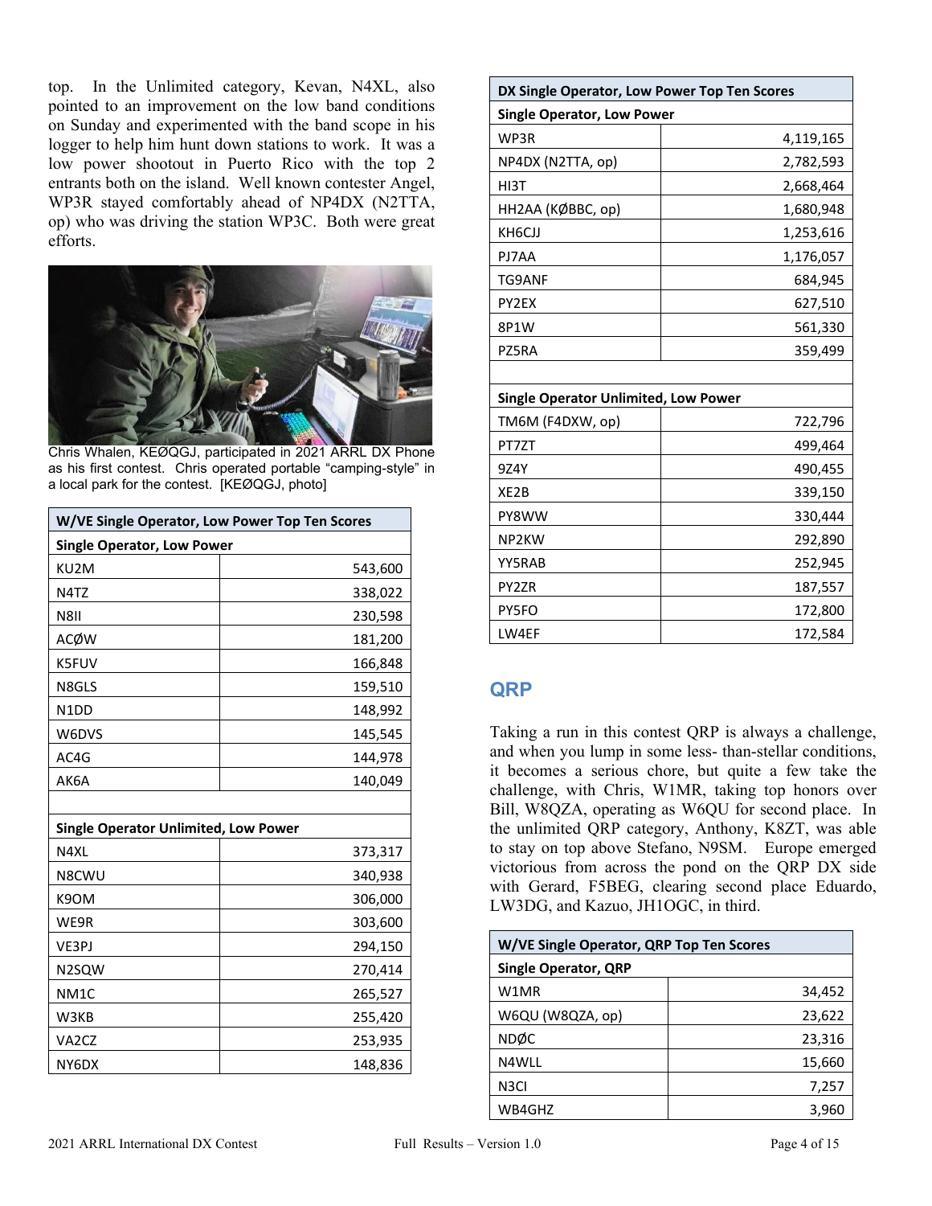top. In the Unlimited category, Kevan, N4XL, also pointed to an improvement on the low band conditions on Sunday and experimented with the band scope in his logger to help him hunt down stations to work. It was a low power shootout in Puerto Rico with the top 2 entrants both on the island. Well known contester Angel, WP3R stayed comfortably ahead of NP4DX (N2TTA, op) who was driving the station WP3C. Both were great efforts.

Chris Whalen, KEØQGJ, participated in 2021 ARRL DX Phone as his first contest. Chris operated portable "camping-style" in a local park for the contest. [KEØQGJ, photo]

| W/VE Single Operator, Low Power Top Ten Scores | |
|---|---|
| **Single Operator, Low Power** | |
| KU2M | 543,600 |
| N4TZ | 338,022 |
| N8II | 230,598 |
| ACØW | 181,200 |
| K5FUV | 166,848 |
| N8GLS | 159,510 |
| N1DD | 148,992 |
| W6DVS | 145,545 |
| AC4G | 144,978 |
| AK6A | 140,049 |
| | |
| **Single Operator Unlimited, Low Power** | |
| N4XL | 373,317 |
| N8CWU | 340,938 |
| K9OM | 306,000 |
| WE9R | 303,600 |
| VE3PJ | 294,150 |
| N2SQW | 270,414 |
| NM1C | 265,527 |
| W3KB | 255,420 |
| VA2CZ | 253,935 |
| NY6DX | 148,836 |

| DX Single Operator, Low Power Top Ten Scores | |
|---|---|
| **Single Operator, Low Power** | |
| WP3R | 4,119,165 |
| NP4DX (N2TTA, op) | 2,782,593 |
| HI3T | 2,668,464 |
| HH2AA (KØBBC, op) | 1,680,948 |
| KH6CJJ | 1,253,616 |
| PJ7AA | 1,176,057 |
| TG9ANF | 684,945 |
| PY2EX | 627,510 |
| 8P1W | 561,330 |
| PZ5RA | 359,499 |
| | |
| **Single Operator Unlimited, Low Power** | |
| TM6M (F4DXW, op) | 722,796 |
| PT7ZT | 499,464 |
| 9Z4Y | 490,455 |
| XE2B | 339,150 |
| PY8WW | 330,444 |
| NP2KW | 292,890 |
| YY5RAB | 252,945 |
| PY2ZR | 187,557 |
| PY5FO | 172,800 |
| LW4EF | 172,584 |

## QRP

Taking a run in this contest QRP is always a challenge, and when you lump in some less- than-stellar conditions, it becomes a serious chore, but quite a few take the challenge, with Chris, W1MR, taking top honors over Bill, W8QZA, operating as W6QU for second place. In the unlimited QRP category, Anthony, K8ZT, was able to stay on top above Stefano, N9SM. Europe emerged victorious from across the pond on the QRP DX side with Gerard, F5BEG, clearing second place Eduardo, LW3DG, and Kazuo, JH1OGC, in third.

| W/VE Single Operator, QRP Top Ten Scores | |
|---|---|
| **Single Operator, QRP** | |
| W1MR | 34,452 |
| W6QU (W8QZA, op) | 23,622 |
| NDØC | 23,316 |
| N4WLL | 15,660 |
| N3CI | 7,257 |
| WB4GHZ | 3,960 |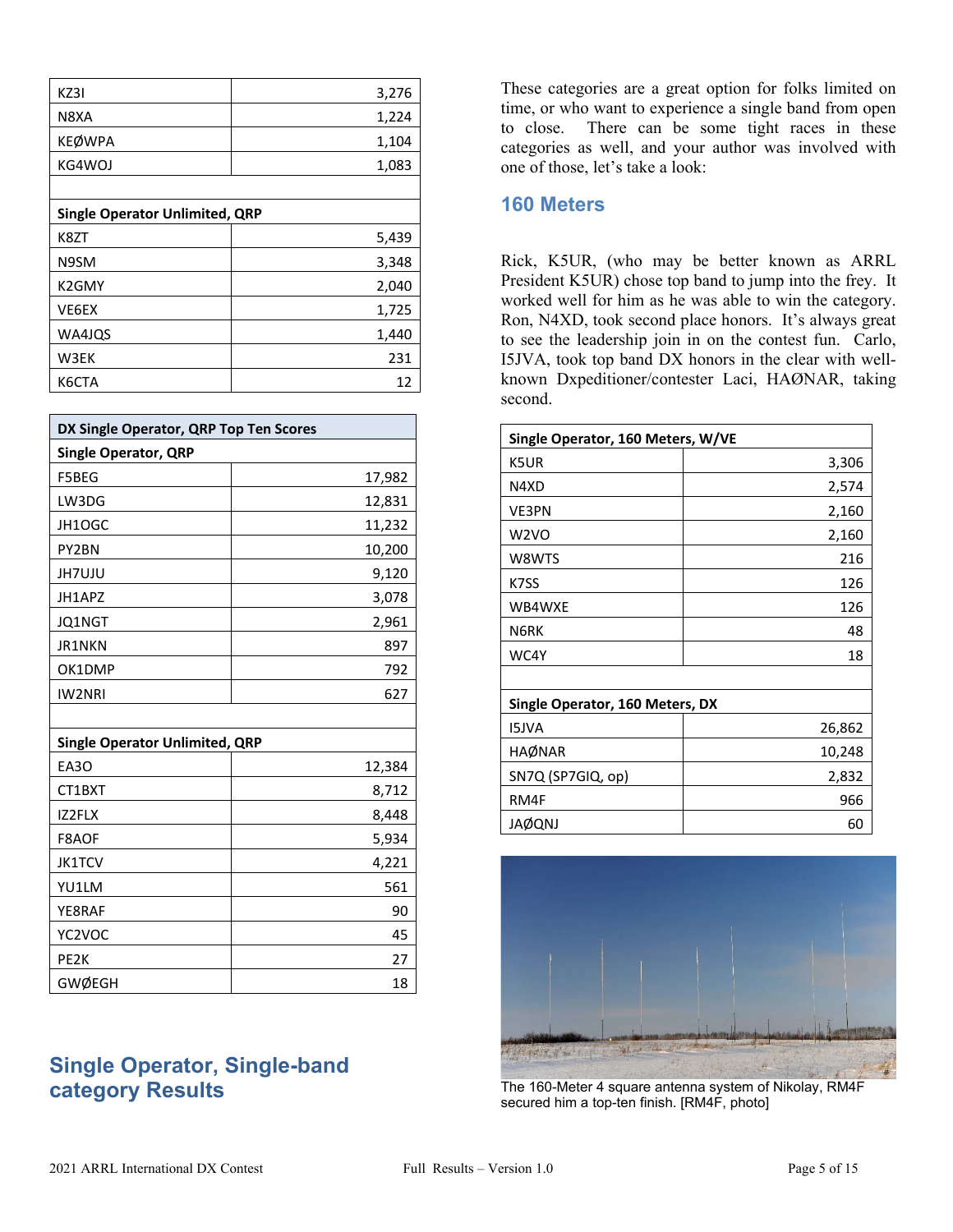| | |
|---|---|
| KZ3I | 3,276 |
| N8XA | 1,224 |
| KEØWPA | 1,104 |
| KG4WOJ | 1,083 |
| | |
| **Single Operator Unlimited, QRP** | |
| K8ZT | 5,439 |
| N9SM | 3,348 |
| K2GMY | 2,040 |
| VE6EX | 1,725 |
| WA4JQS | 1,440 |
| W3EK | 231 |
| K6CTA | 12 |

| **DX Single Operator, QRP Top Ten Scores** | |
|---|---|
| **Single Operator, QRP** | |
| F5BEG | 17,982 |
| LW3DG | 12,831 |
| JH1OGC | 11,232 |
| PY2BN | 10,200 |
| JH7UJU | 9,120 |
| JH1APZ | 3,078 |
| JQ1NGT | 2,961 |
| JR1NKN | 897 |
| OK1DMP | 792 |
| IW2NRI | 627 |
| | |
| **Single Operator Unlimited, QRP** | |
| EA3O | 12,384 |
| CT1BXT | 8,712 |
| IZ2FLX | 8,448 |
| F8AOF | 5,934 |
| JK1TCV | 4,221 |
| YU1LM | 561 |
| YE8RAF | 90 |
| YC2VOC | 45 |
| PE2K | 27 |
| GWØEGH | 18 |

## Single Operator, Single-band category Results

These categories are a great option for folks limited on time, or who want to experience a single band from open to close. There can be some tight races in these categories as well, and your author was involved with one of those, let's take a look:

### 160 Meters

Rick, K5UR, (who may be better known as ARRL President K5UR) chose top band to jump into the frey. It worked well for him as he was able to win the category. Ron, N4XD, took second place honors. It's always great to see the leadership join in on the contest fun. Carlo, I5JVA, took top band DX honors in the clear with well-known Dxpeditioner/contester Laci, HAØNAR, taking second.

| **Single Operator, 160 Meters, W/VE** | |
|---|---|
| K5UR | 3,306 |
| N4XD | 2,574 |
| VE3PN | 2,160 |
| W2VO | 2,160 |
| W8WTS | 216 |
| K7SS | 126 |
| WB4WXE | 126 |
| N6RK | 48 |
| WC4Y | 18 |
| | |
| **Single Operator, 160 Meters, DX** | |
| I5JVA | 26,862 |
| HAØNAR | 10,248 |
| SN7Q (SP7GIQ, op) | 2,832 |
| RM4F | 966 |
| JAØQNJ | 60 |

The 160-Meter 4 square antenna system of Nikolay, RM4F secured him a top-ten finish. [RM4F, photo]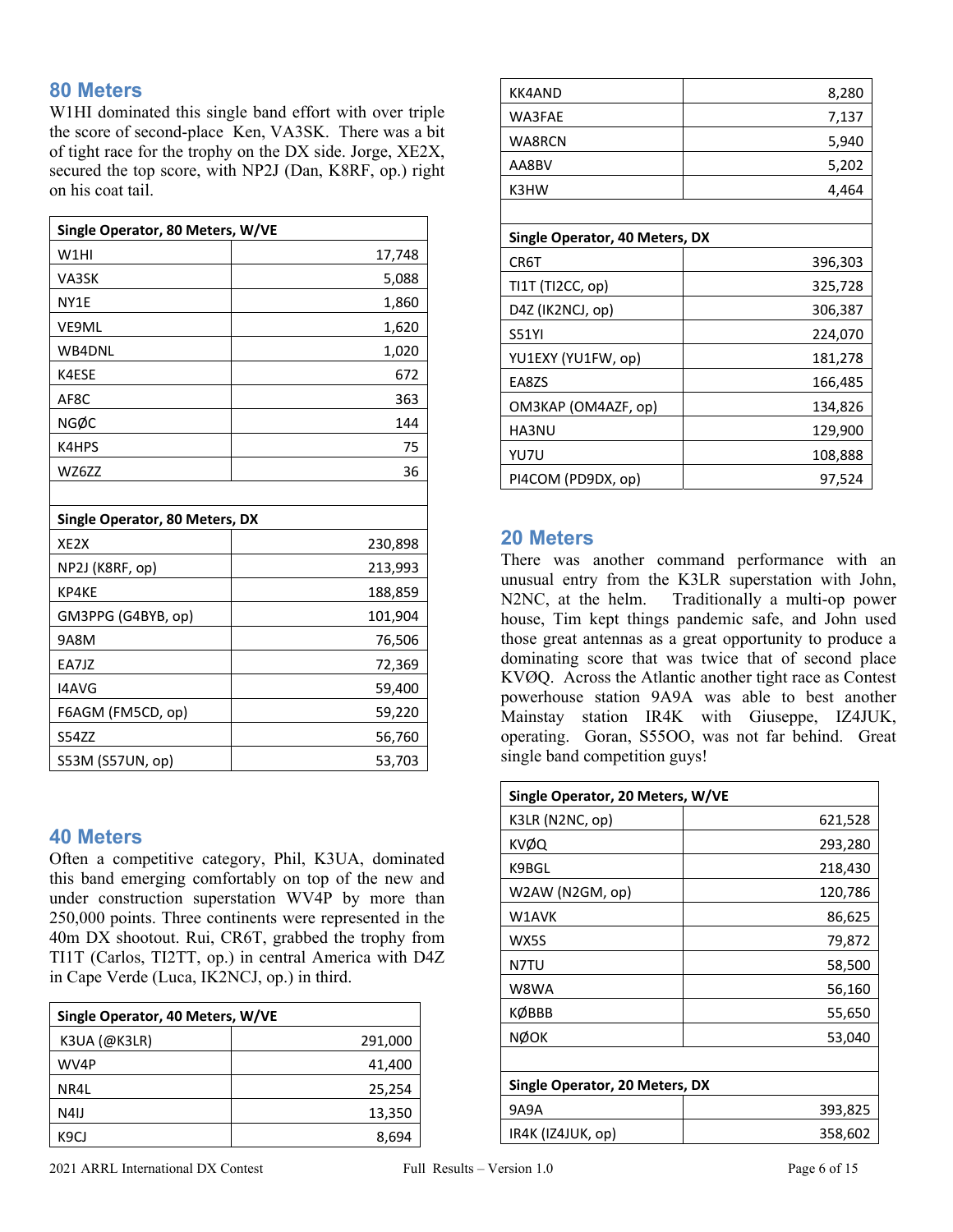## 80 Meters

W1HI dominated this single band effort with over triple the score of second-place Ken, VA3SK. There was a bit of tight race for the trophy on the DX side. Jorge, XE2X, secured the top score, with NP2J (Dan, K8RF, op.) right on his coat tail.

| Single Operator, 80 Meters, W/VE | |
|---|---|
| W1HI | 17,748 |
| VA3SK | 5,088 |
| NY1E | 1,860 |
| VE9ML | 1,620 |
| WB4DNL | 1,020 |
| K4ESE | 672 |
| AF8C | 363 |
| NGØC | 144 |
| K4HPS | 75 |
| WZ6ZZ | 36 |

| Single Operator, 80 Meters, DX | |
|---|---|
| XE2X | 230,898 |
| NP2J (K8RF, op) | 213,993 |
| KP4KE | 188,859 |
| GM3PPG (G4BYB, op) | 101,904 |
| 9A8M | 76,506 |
| EA7JZ | 72,369 |
| I4AVG | 59,400 |
| F6AGM (FM5CD, op) | 59,220 |
| S54ZZ | 56,760 |
| S53M (S57UN, op) | 53,703 |

## 40 Meters

Often a competitive category, Phil, K3UA, dominated this band emerging comfortably on top of the new and under construction superstation WV4P by more than 250,000 points. Three continents were represented in the 40m DX shootout. Rui, CR6T, grabbed the trophy from TI1T (Carlos, TI2TT, op.) in central America with D4Z in Cape Verde (Luca, IK2NCJ, op.) in third.

| Single Operator, 40 Meters, W/VE | |
|---|---|
| K3UA (@K3LR) | 291,000 |
| WV4P | 41,400 |
| NR4L | 25,254 |
| N4IJ | 13,350 |
| K9CJ | 8,694 |
| KK4AND | 8,280 |
| WA3FAE | 7,137 |
| WA8RCN | 5,940 |
| AA8BV | 5,202 |
| K3HW | 4,464 |

| Single Operator, 40 Meters, DX | |
|---|---|
| CR6T | 396,303 |
| TI1T (TI2CC, op) | 325,728 |
| D4Z (IK2NCJ, op) | 306,387 |
| S51YI | 224,070 |
| YU1EXY (YU1FW, op) | 181,278 |
| EA8ZS | 166,485 |
| OM3KAP (OM4AZF, op) | 134,826 |
| HA3NU | 129,900 |
| YU7U | 108,888 |
| PI4COM (PD9DX, op) | 97,524 |

## 20 Meters

There was another command performance with an unusual entry from the K3LR superstation with John, N2NC, at the helm. Traditionally a multi-op power house, Tim kept things pandemic safe, and John used those great antennas as a great opportunity to produce a dominating score that was twice that of second place KVØQ. Across the Atlantic another tight race as Contest powerhouse station 9A9A was able to best another Mainstay station IR4K with Giuseppe, IZ4JUK, operating. Goran, S55OO, was not far behind. Great single band competition guys!

| Single Operator, 20 Meters, W/VE | |
|---|---|
| K3LR (N2NC, op) | 621,528 |
| KVØQ | 293,280 |
| K9BGL | 218,430 |
| W2AW (N2GM, op) | 120,786 |
| W1AVK | 86,625 |
| WX5S | 79,872 |
| N7TU | 58,500 |
| W8WA | 56,160 |
| KØBBB | 55,650 |
| NØOK | 53,040 |

| Single Operator, 20 Meters, DX | |
|---|---|
| 9A9A | 393,825 |
| IR4K (IZ4JUK, op) | 358,602 |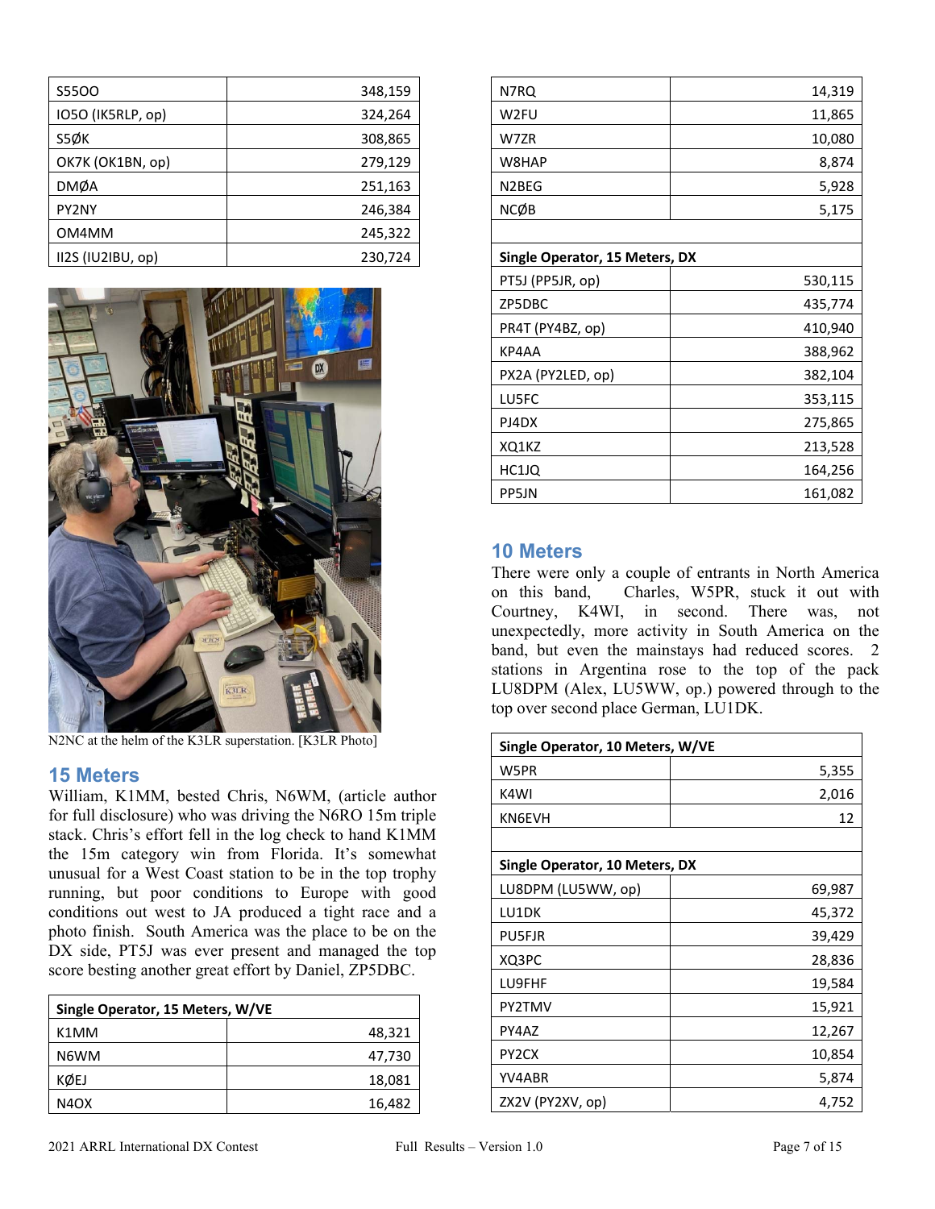| | |
|---|---|
| S55OO | 348,159 |
| IO5O (IK5RLP, op) | 324,264 |
| S5ØK | 308,865 |
| OK7K (OK1BN, op) | 279,129 |
| DMØA | 251,163 |
| PY2NY | 246,384 |
| OM4MM | 245,322 |
| II2S (IU2IBU, op) | 230,724 |

N2NC at the helm of the K3LR superstation. [K3LR Photo]

## 15 Meters

William, K1MM, bested Chris, N6WM, (article author for full disclosure) who was driving the N6RO 15m triple stack. Chris's effort fell in the log check to hand K1MM the 15m category win from Florida. It's somewhat unusual for a West Coast station to be in the top trophy running, but poor conditions to Europe with good conditions out west to JA produced a tight race and a photo finish. South America was the place to be on the DX side, PT5J was ever present and managed the top score besting another great effort by Daniel, ZP5DBC.

| **Single Operator, 15 Meters, W/VE** | |
|---|---|
| K1MM | 48,321 |
| N6WM | 47,730 |
| KØEJ | 18,081 |
| N4OX | 16,482 |
| N7RQ | 14,319 |
| W2FU | 11,865 |
| W7ZR | 10,080 |
| W8HAP | 8,874 |
| N2BEG | 5,928 |
| NCØB | 5,175 |

| **Single Operator, 15 Meters, DX** | |
|---|---|
| PT5J (PP5JR, op) | 530,115 |
| ZP5DBC | 435,774 |
| PR4T (PY4BZ, op) | 410,940 |
| KP4AA | 388,962 |
| PX2A (PY2LED, op) | 382,104 |
| LU5FC | 353,115 |
| PJ4DX | 275,865 |
| XQ1KZ | 213,528 |
| HC1JQ | 164,256 |
| PP5JN | 161,082 |

## 10 Meters

There were only a couple of entrants in North America on this band, Charles, W5PR, stuck it out with Courtney, K4WI, in second. There was, not unexpectedly, more activity in South America on the band, but even the mainstays had reduced scores. 2 stations in Argentina rose to the top of the pack LU8DPM (Alex, LU5WW, op.) powered through to the top over second place German, LU1DK.

| **Single Operator, 10 Meters, W/VE** | |
|---|---|
| W5PR | 5,355 |
| K4WI | 2,016 |
| KN6EVH | 12 |

| **Single Operator, 10 Meters, DX** | |
|---|---|
| LU8DPM (LU5WW, op) | 69,987 |
| LU1DK | 45,372 |
| PU5FJR | 39,429 |
| XQ3PC | 28,836 |
| LU9FHF | 19,584 |
| PY2TMV | 15,921 |
| PY4AZ | 12,267 |
| PY2CX | 10,854 |
| YV4ABR | 5,874 |
| ZX2V (PY2XV, op) | 4,752 |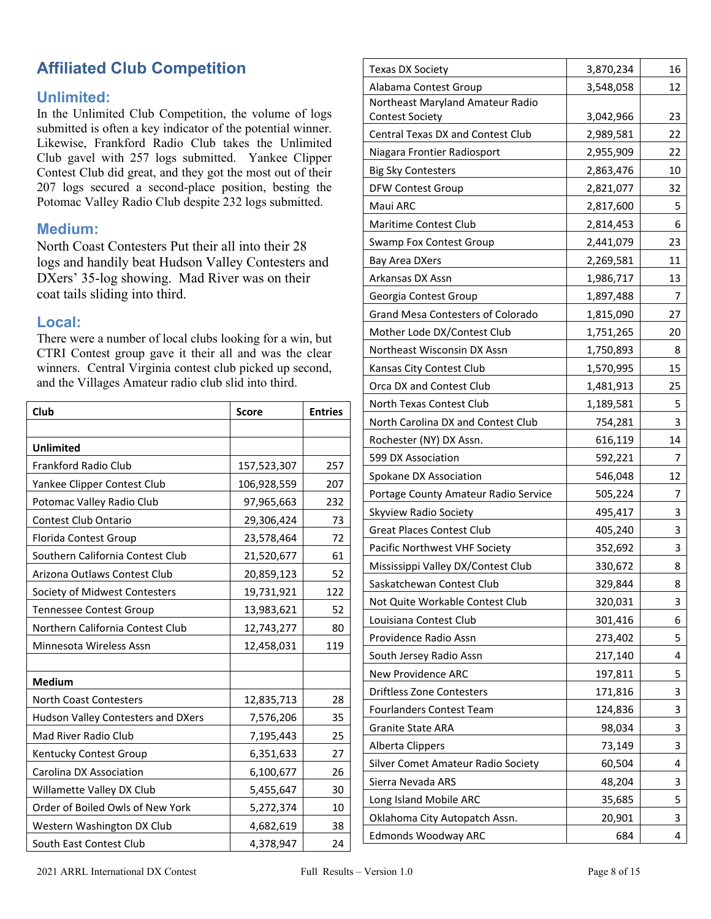## Affiliated Club Competition

### Unlimited:

In the Unlimited Club Competition, the volume of logs submitted is often a key indicator of the potential winner. Likewise, Frankford Radio Club takes the Unlimited Club gavel with 257 logs submitted. Yankee Clipper Contest Club did great, and they got the most out of their 207 logs secured a second-place position, besting the Potomac Valley Radio Club despite 232 logs submitted.

### Medium:

North Coast Contesters Put their all into their 28 logs and handily beat Hudson Valley Contesters and DXers' 35-log showing. Mad River was on their coat tails sliding into third.

### Local:

There were a number of local clubs looking for a win, but CTRI Contest group gave it their all and was the clear winners. Central Virginia contest club picked up second, and the Villages Amateur radio club slid into third.

| Club | Score | Entries |
|---|---|---|
| | | |
| **Unlimited** | | |
| Frankford Radio Club | 157,523,307 | 257 |
| Yankee Clipper Contest Club | 106,928,559 | 207 |
| Potomac Valley Radio Club | 97,965,663 | 232 |
| Contest Club Ontario | 29,306,424 | 73 |
| Florida Contest Group | 23,578,464 | 72 |
| Southern California Contest Club | 21,520,677 | 61 |
| Arizona Outlaws Contest Club | 20,859,123 | 52 |
| Society of Midwest Contesters | 19,731,921 | 122 |
| Tennessee Contest Group | 13,983,621 | 52 |
| Northern California Contest Club | 12,743,277 | 80 |
| Minnesota Wireless Assn | 12,458,031 | 119 |
| | | |
| **Medium** | | |
| North Coast Contesters | 12,835,713 | 28 |
| Hudson Valley Contesters and DXers | 7,576,206 | 35 |
| Mad River Radio Club | 7,195,443 | 25 |
| Kentucky Contest Group | 6,351,633 | 27 |
| Carolina DX Association | 6,100,677 | 26 |
| Willamette Valley DX Club | 5,455,647 | 30 |
| Order of Boiled Owls of New York | 5,272,374 | 10 |
| Western Washington DX Club | 4,682,619 | 38 |
| South East Contest Club | 4,378,947 | 24 |
| Texas DX Society | 3,870,234 | 16 |
| Alabama Contest Group | 3,548,058 | 12 |
| Northeast Maryland Amateur Radio Contest Society | 3,042,966 | 23 |
| Central Texas DX and Contest Club | 2,989,581 | 22 |
| Niagara Frontier Radiosport | 2,955,909 | 22 |
| Big Sky Contesters | 2,863,476 | 10 |
| DFW Contest Group | 2,821,077 | 32 |
| Maui ARC | 2,817,600 | 5 |
| Maritime Contest Club | 2,814,453 | 6 |
| Swamp Fox Contest Group | 2,441,079 | 23 |
| Bay Area DXers | 2,269,581 | 11 |
| Arkansas DX Assn | 1,986,717 | 13 |
| Georgia Contest Group | 1,897,488 | 7 |
| Grand Mesa Contesters of Colorado | 1,815,090 | 27 |
| Mother Lode DX/Contest Club | 1,751,265 | 20 |
| Northeast Wisconsin DX Assn | 1,750,893 | 8 |
| Kansas City Contest Club | 1,570,995 | 15 |
| Orca DX and Contest Club | 1,481,913 | 25 |
| North Texas Contest Club | 1,189,581 | 5 |
| North Carolina DX and Contest Club | 754,281 | 3 |
| Rochester (NY) DX Assn. | 616,119 | 14 |
| 599 DX Association | 592,221 | 7 |
| Spokane DX Association | 546,048 | 12 |
| Portage County Amateur Radio Service | 505,224 | 7 |
| Skyview Radio Society | 495,417 | 3 |
| Great Places Contest Club | 405,240 | 3 |
| Pacific Northwest VHF Society | 352,692 | 3 |
| Mississippi Valley DX/Contest Club | 330,672 | 8 |
| Saskatchewan Contest Club | 329,844 | 8 |
| Not Quite Workable Contest Club | 320,031 | 3 |
| Louisiana Contest Club | 301,416 | 6 |
| Providence Radio Assn | 273,402 | 5 |
| South Jersey Radio Assn | 217,140 | 4 |
| New Providence ARC | 197,811 | 5 |
| Driftless Zone Contesters | 171,816 | 3 |
| Fourlanders Contest Team | 124,836 | 3 |
| Granite State ARA | 98,034 | 3 |
| Alberta Clippers | 73,149 | 3 |
| Silver Comet Amateur Radio Society | 60,504 | 4 |
| Sierra Nevada ARS | 48,204 | 3 |
| Long Island Mobile ARC | 35,685 | 5 |
| Oklahoma City Autopatch Assn. | 20,901 | 3 |
| Edmonds Woodway ARC | 684 | 4 |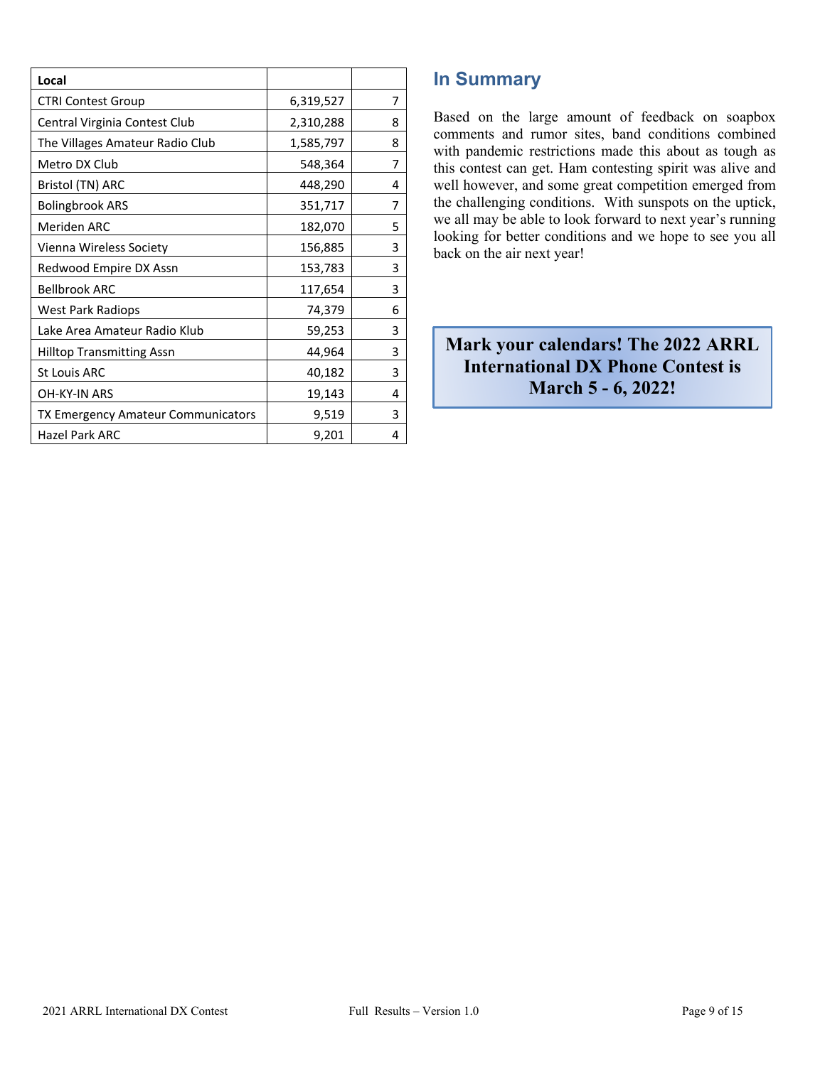| Local | | |
|---|---|---|
| CTRI Contest Group | 6,319,527 | 7 |
| Central Virginia Contest Club | 2,310,288 | 8 |
| The Villages Amateur Radio Club | 1,585,797 | 8 |
| Metro DX Club | 548,364 | 7 |
| Bristol (TN) ARC | 448,290 | 4 |
| Bolingbrook ARS | 351,717 | 7 |
| Meriden ARC | 182,070 | 5 |
| Vienna Wireless Society | 156,885 | 3 |
| Redwood Empire DX Assn | 153,783 | 3 |
| Bellbrook ARC | 117,654 | 3 |
| West Park Radiops | 74,379 | 6 |
| Lake Area Amateur Radio Klub | 59,253 | 3 |
| Hilltop Transmitting Assn | 44,964 | 3 |
| St Louis ARC | 40,182 | 3 |
| OH-KY-IN ARS | 19,143 | 4 |
| TX Emergency Amateur Communicators | 9,519 | 3 |
| Hazel Park ARC | 9,201 | 4 |

## In Summary

Based on the large amount of feedback on soapbox comments and rumor sites, band conditions combined with pandemic restrictions made this about as tough as this contest can get. Ham contesting spirit was alive and well however, and some great competition emerged from the challenging conditions. With sunspots on the uptick, we all may be able to look forward to next year's running looking for better conditions and we hope to see you all back on the air next year!

**Mark your calendars! The 2022 ARRL International DX Phone Contest is March 5 - 6, 2022!**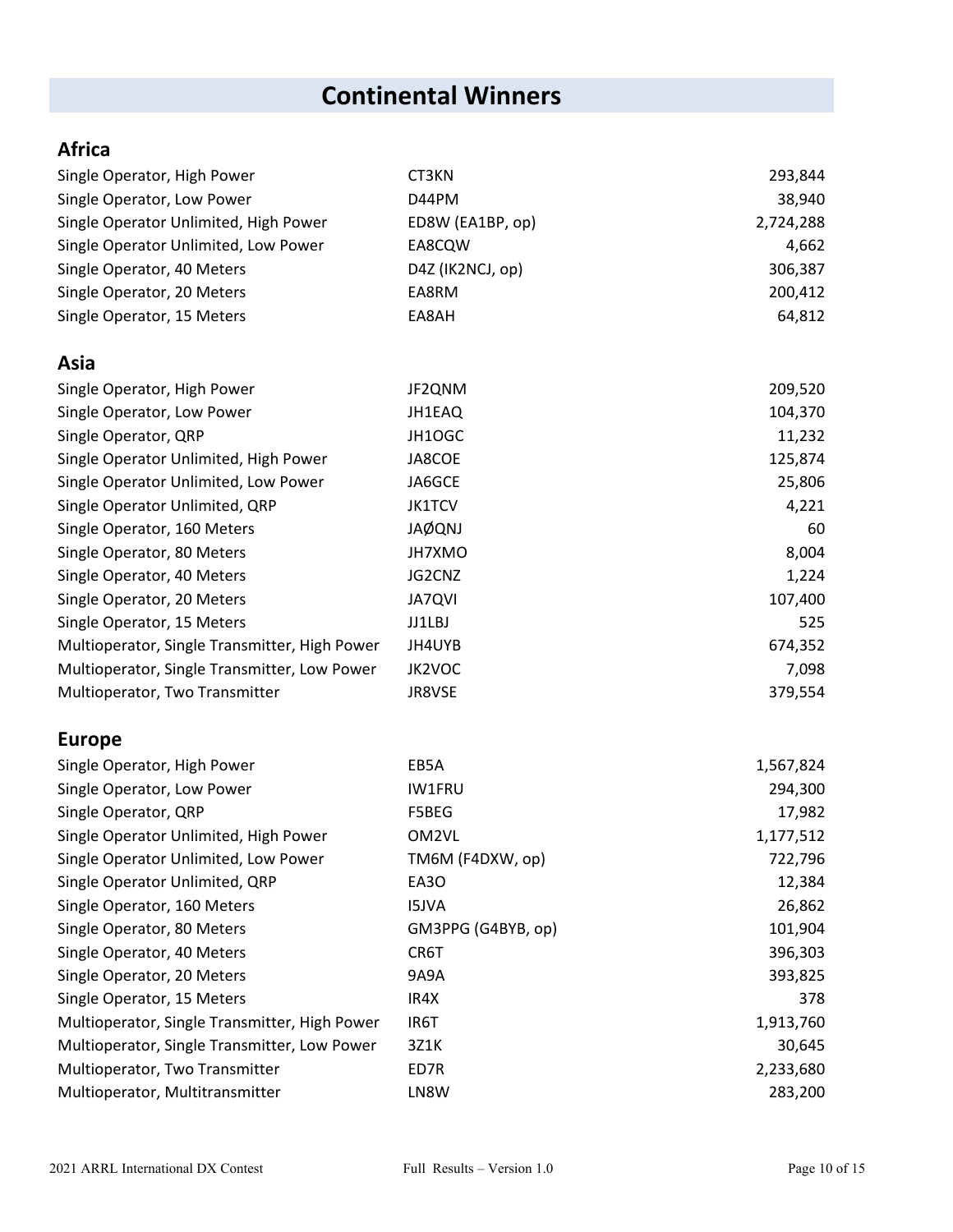# Continental Winners

## Africa

| | | |
|---|---|---|
| Single Operator, High Power | CT3KN | 293,844 |
| Single Operator, Low Power | D44PM | 38,940 |
| Single Operator Unlimited, High Power | ED8W (EA1BP, op) | 2,724,288 |
| Single Operator Unlimited, Low Power | EA8CQW | 4,662 |
| Single Operator, 40 Meters | D4Z (IK2NCJ, op) | 306,387 |
| Single Operator, 20 Meters | EA8RM | 200,412 |
| Single Operator, 15 Meters | EA8AH | 64,812 |

## Asia

| | | |
|---|---|---|
| Single Operator, High Power | JF2QNM | 209,520 |
| Single Operator, Low Power | JH1EAQ | 104,370 |
| Single Operator, QRP | JH1OGC | 11,232 |
| Single Operator Unlimited, High Power | JA8COE | 125,874 |
| Single Operator Unlimited, Low Power | JA6GCE | 25,806 |
| Single Operator Unlimited, QRP | JK1TCV | 4,221 |
| Single Operator, 160 Meters | JAØQNJ | 60 |
| Single Operator, 80 Meters | JH7XMO | 8,004 |
| Single Operator, 40 Meters | JG2CNZ | 1,224 |
| Single Operator, 20 Meters | JA7QVI | 107,400 |
| Single Operator, 15 Meters | JJ1LBJ | 525 |
| Multioperator, Single Transmitter, High Power | JH4UYB | 674,352 |
| Multioperator, Single Transmitter, Low Power | JK2VOC | 7,098 |
| Multioperator, Two Transmitter | JR8VSE | 379,554 |

## Europe

| | | |
|---|---|---|
| Single Operator, High Power | EB5A | 1,567,824 |
| Single Operator, Low Power | IW1FRU | 294,300 |
| Single Operator, QRP | F5BEG | 17,982 |
| Single Operator Unlimited, High Power | OM2VL | 1,177,512 |
| Single Operator Unlimited, Low Power | TM6M (F4DXW, op) | 722,796 |
| Single Operator Unlimited, QRP | EA3O | 12,384 |
| Single Operator, 160 Meters | I5JVA | 26,862 |
| Single Operator, 80 Meters | GM3PPG (G4BYB, op) | 101,904 |
| Single Operator, 40 Meters | CR6T | 396,303 |
| Single Operator, 20 Meters | 9A9A | 393,825 |
| Single Operator, 15 Meters | IR4X | 378 |
| Multioperator, Single Transmitter, High Power | IR6T | 1,913,760 |
| Multioperator, Single Transmitter, Low Power | 3Z1K | 30,645 |
| Multioperator, Two Transmitter | ED7R | 2,233,680 |
| Multioperator, Multitransmitter | LN8W | 283,200 |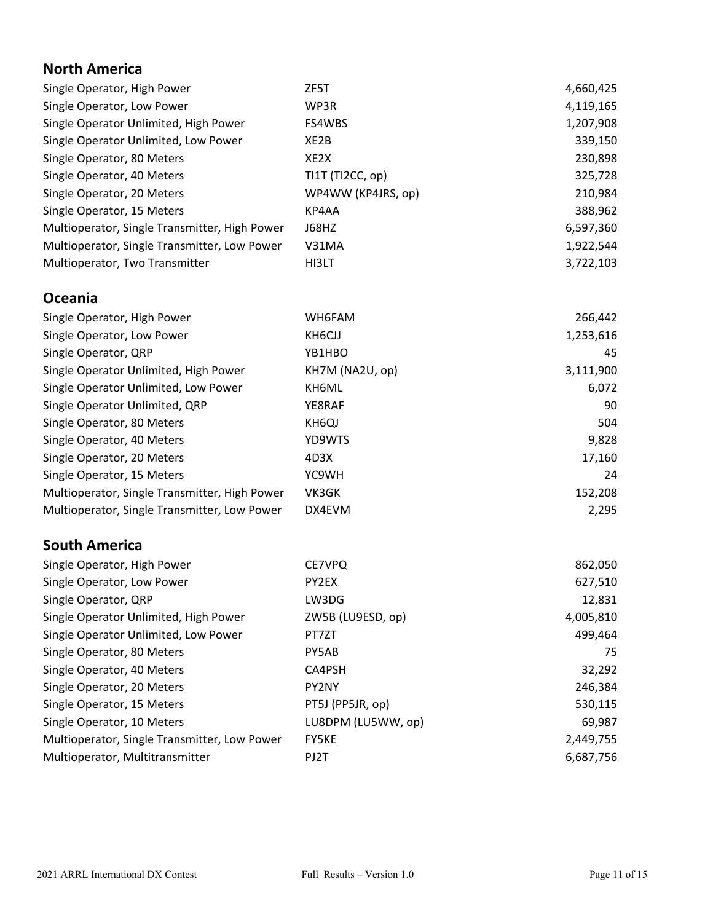## North America

| Category | Call | Score |
|---|---|---|
| Single Operator, High Power | ZF5T | 4,660,425 |
| Single Operator, Low Power | WP3R | 4,119,165 |
| Single Operator Unlimited, High Power | FS4WBS | 1,207,908 |
| Single Operator Unlimited, Low Power | XE2B | 339,150 |
| Single Operator, 80 Meters | XE2X | 230,898 |
| Single Operator, 40 Meters | TI1T (TI2CC, op) | 325,728 |
| Single Operator, 20 Meters | WP4WW (KP4JRS, op) | 210,984 |
| Single Operator, 15 Meters | KP4AA | 388,962 |
| Multioperator, Single Transmitter, High Power | J68HZ | 6,597,360 |
| Multioperator, Single Transmitter, Low Power | V31MA | 1,922,544 |
| Multioperator, Two Transmitter | HI3LT | 3,722,103 |

## Oceania

| Category | Call | Score |
|---|---|---|
| Single Operator, High Power | WH6FAM | 266,442 |
| Single Operator, Low Power | KH6CJJ | 1,253,616 |
| Single Operator, QRP | YB1HBO | 45 |
| Single Operator Unlimited, High Power | KH7M (NA2U, op) | 3,111,900 |
| Single Operator Unlimited, Low Power | KH6ML | 6,072 |
| Single Operator Unlimited, QRP | YE8RAF | 90 |
| Single Operator, 80 Meters | KH6QJ | 504 |
| Single Operator, 40 Meters | YD9WTS | 9,828 |
| Single Operator, 20 Meters | 4D3X | 17,160 |
| Single Operator, 15 Meters | YC9WH | 24 |
| Multioperator, Single Transmitter, High Power | VK3GK | 152,208 |
| Multioperator, Single Transmitter, Low Power | DX4EVM | 2,295 |

## South America

| Category | Call | Score |
|---|---|---|
| Single Operator, High Power | CE7VPQ | 862,050 |
| Single Operator, Low Power | PY2EX | 627,510 |
| Single Operator, QRP | LW3DG | 12,831 |
| Single Operator Unlimited, High Power | ZW5B (LU9ESD, op) | 4,005,810 |
| Single Operator Unlimited, Low Power | PT7ZT | 499,464 |
| Single Operator, 80 Meters | PY5AB | 75 |
| Single Operator, 40 Meters | CA4PSH | 32,292 |
| Single Operator, 20 Meters | PY2NY | 246,384 |
| Single Operator, 15 Meters | PT5J (PP5JR, op) | 530,115 |
| Single Operator, 10 Meters | LU8DPM (LU5WW, op) | 69,987 |
| Multioperator, Single Transmitter, Low Power | FY5KE | 2,449,755 |
| Multioperator, Multitransmitter | PJ2T | 6,687,756 |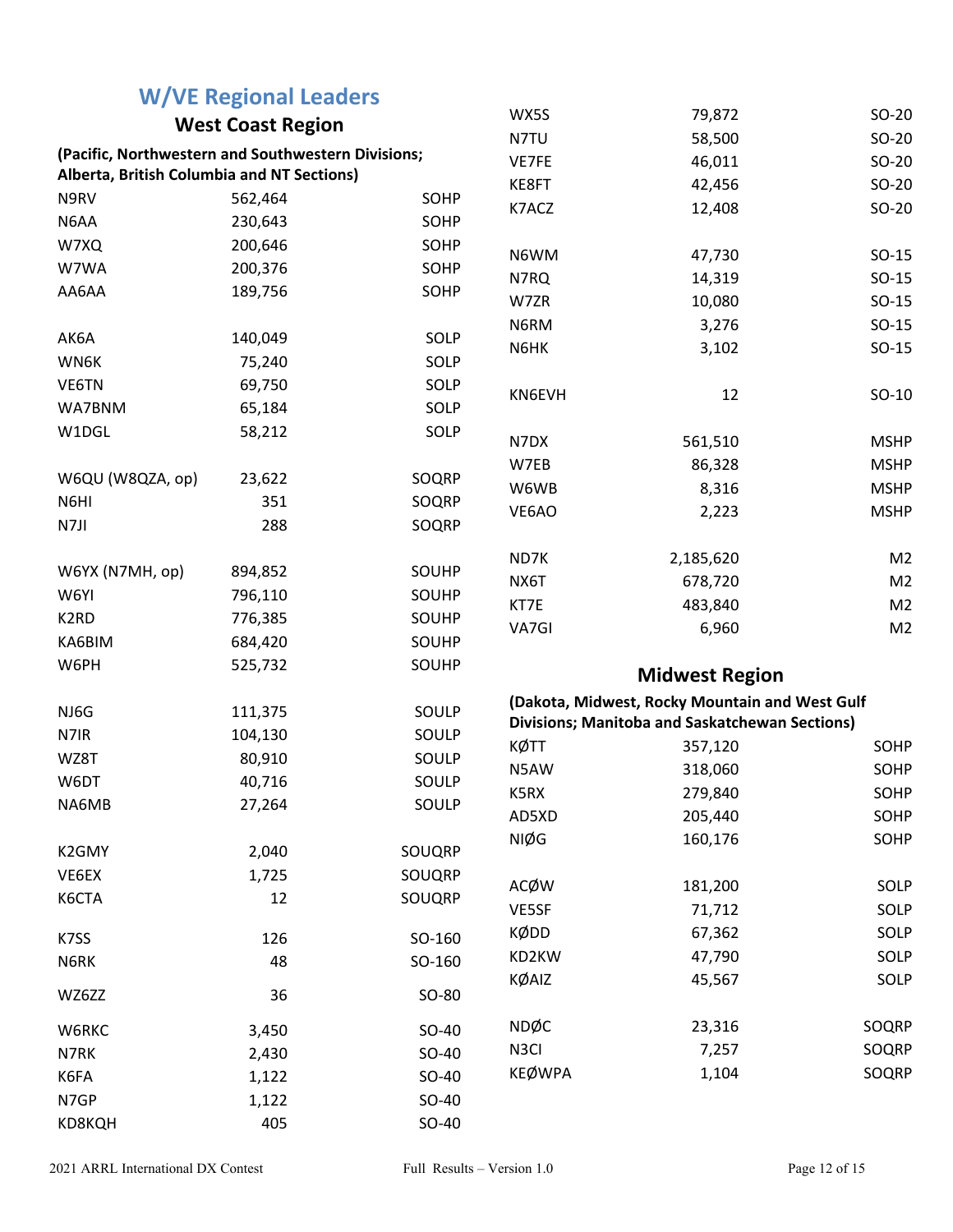# W/VE Regional Leaders

## West Coast Region

**(Pacific, Northwestern and Southwestern Divisions; Alberta, British Columbia and NT Sections)**

| Call | Score | Category |
|---|---|---|
| N9RV | 562,464 | SOHP |
| N6AA | 230,643 | SOHP |
| W7XQ | 200,646 | SOHP |
| W7WA | 200,376 | SOHP |
| AA6AA | 189,756 | SOHP |
| | | |
| AK6A | 140,049 | SOLP |
| WN6K | 75,240 | SOLP |
| VE6TN | 69,750 | SOLP |
| WA7BNM | 65,184 | SOLP |
| W1DGL | 58,212 | SOLP |
| | | |
| W6QU (W8QZA, op) | 23,622 | SOQRP |
| N6HI | 351 | SOQRP |
| N7JI | 288 | SOQRP |
| | | |
| W6YX (N7MH, op) | 894,852 | SOUHP |
| W6YI | 796,110 | SOUHP |
| K2RD | 776,385 | SOUHP |
| KA6BIM | 684,420 | SOUHP |
| W6PH | 525,732 | SOUHP |
| | | |
| NJ6G | 111,375 | SOULP |
| N7IR | 104,130 | SOULP |
| WZ8T | 80,910 | SOULP |
| W6DT | 40,716 | SOULP |
| NA6MB | 27,264 | SOULP |
| | | |
| K2GMY | 2,040 | SOUQRP |
| VE6EX | 1,725 | SOUQRP |
| K6CTA | 12 | SOUQRP |
| | | |
| K7SS | 126 | SO-160 |
| N6RK | 48 | SO-160 |
| | | |
| WZ6ZZ | 36 | SO-80 |
| | | |
| W6RKC | 3,450 | SO-40 |
| N7RK | 2,430 | SO-40 |
| K6FA | 1,122 | SO-40 |
| N7GP | 1,122 | SO-40 |
| KD8KQH | 405 | SO-40 |
| | | |
| WX5S | 79,872 | SO-20 |
| N7TU | 58,500 | SO-20 |
| VE7FE | 46,011 | SO-20 |
| KE8FT | 42,456 | SO-20 |
| K7ACZ | 12,408 | SO-20 |
| | | |
| N6WM | 47,730 | SO-15 |
| N7RQ | 14,319 | SO-15 |
| W7ZR | 10,080 | SO-15 |
| N6RM | 3,276 | SO-15 |
| N6HK | 3,102 | SO-15 |
| | | |
| KN6EVH | 12 | SO-10 |
| | | |
| N7DX | 561,510 | MSHP |
| W7EB | 86,328 | MSHP |
| W6WB | 8,316 | MSHP |
| VE6AO | 2,223 | MSHP |
| | | |
| ND7K | 2,185,620 | M2 |
| NX6T | 678,720 | M2 |
| KT7E | 483,840 | M2 |
| VA7GI | 6,960 | M2 |

## Midwest Region

**(Dakota, Midwest, Rocky Mountain and West Gulf Divisions; Manitoba and Saskatchewan Sections)**

| Call | Score | Category |
|---|---|---|
| KØTT | 357,120 | SOHP |
| N5AW | 318,060 | SOHP |
| K5RX | 279,840 | SOHP |
| AD5XD | 205,440 | SOHP |
| NIØG | 160,176 | SOHP |
| | | |
| ACØW | 181,200 | SOLP |
| VE5SF | 71,712 | SOLP |
| KØDD | 67,362 | SOLP |
| KD2KW | 47,790 | SOLP |
| KØAIZ | 45,567 | SOLP |
| | | |
| NDØC | 23,316 | SOQRP |
| N3CI | 7,257 | SOQRP |
| KEØWPA | 1,104 | SOQRP |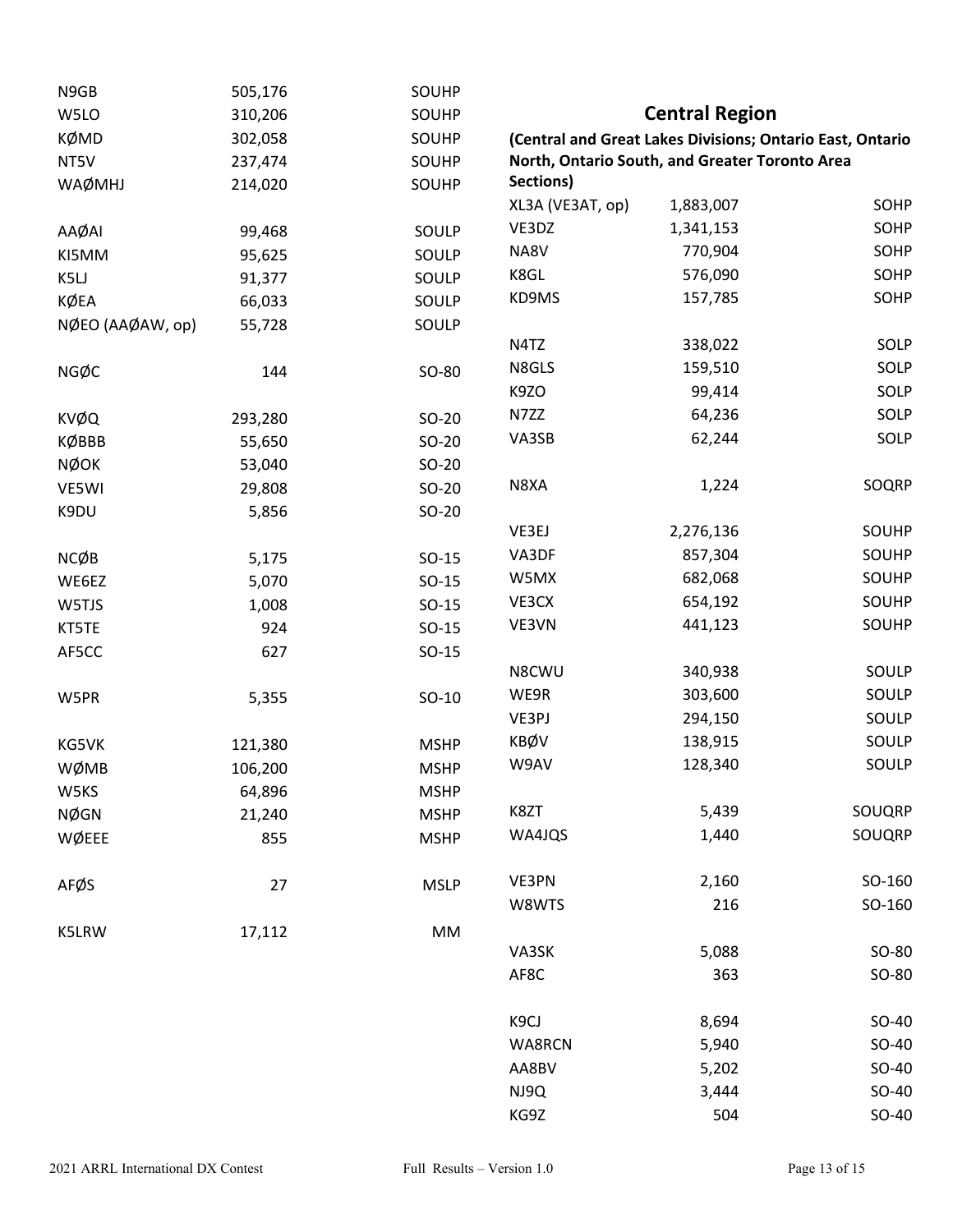| | | |
|---|---|---|
| N9GB | 505,176 | SOUHP |
| W5LO | 310,206 | SOUHP |
| KØMD | 302,058 | SOUHP |
| NT5V | 237,474 | SOUHP |
| WAØMHJ | 214,020 | SOUHP |
| | | |
| AAØAI | 99,468 | SOULP |
| KI5MM | 95,625 | SOULP |
| K5LJ | 91,377 | SOULP |
| KØEA | 66,033 | SOULP |
| NØEO (AAØAW, op) | 55,728 | SOULP |
| | | |
| NGØC | 144 | SO-80 |
| | | |
| KVØQ | 293,280 | SO-20 |
| KØBBB | 55,650 | SO-20 |
| NØOK | 53,040 | SO-20 |
| VE5WI | 29,808 | SO-20 |
| K9DU | 5,856 | SO-20 |
| | | |
| NCØB | 5,175 | SO-15 |
| WE6EZ | 5,070 | SO-15 |
| W5TJS | 1,008 | SO-15 |
| KT5TE | 924 | SO-15 |
| AF5CC | 627 | SO-15 |
| | | |
| W5PR | 5,355 | SO-10 |
| | | |
| KG5VK | 121,380 | MSHP |
| WØMB | 106,200 | MSHP |
| W5KS | 64,896 | MSHP |
| NØGN | 21,240 | MSHP |
| WØEEE | 855 | MSHP |
| | | |
| AFØS | 27 | MSLP |
| | | |
| K5LRW | 17,112 | MM |

## Central Region

**(Central and Great Lakes Divisions; Ontario East, Ontario North, Ontario South, and Greater Toronto Area Sections)**

| | | |
|---|---|---|
| XL3A (VE3AT, op) | 1,883,007 | SOHP |
| VE3DZ | 1,341,153 | SOHP |
| NA8V | 770,904 | SOHP |
| K8GL | 576,090 | SOHP |
| KD9MS | 157,785 | SOHP |
| | | |
| N4TZ | 338,022 | SOLP |
| N8GLS | 159,510 | SOLP |
| K9ZO | 99,414 | SOLP |
| N7ZZ | 64,236 | SOLP |
| VA3SB | 62,244 | SOLP |
| | | |
| N8XA | 1,224 | SOQRP |
| | | |
| VE3EJ | 2,276,136 | SOUHP |
| VA3DF | 857,304 | SOUHP |
| W5MX | 682,068 | SOUHP |
| VE3CX | 654,192 | SOUHP |
| VE3VN | 441,123 | SOUHP |
| | | |
| N8CWU | 340,938 | SOULP |
| WE9R | 303,600 | SOULP |
| VE3PJ | 294,150 | SOULP |
| KBØV | 138,915 | SOULP |
| W9AV | 128,340 | SOULP |
| | | |
| K8ZT | 5,439 | SOUQRP |
| WA4JQS | 1,440 | SOUQRP |
| | | |
| VE3PN | 2,160 | SO-160 |
| W8WTS | 216 | SO-160 |
| | | |
| VA3SK | 5,088 | SO-80 |
| AF8C | 363 | SO-80 |
| | | |
| K9CJ | 8,694 | SO-40 |
| WA8RCN | 5,940 | SO-40 |
| AA8BV | 5,202 | SO-40 |
| NJ9Q | 3,444 | SO-40 |
| KG9Z | 504 | SO-40 |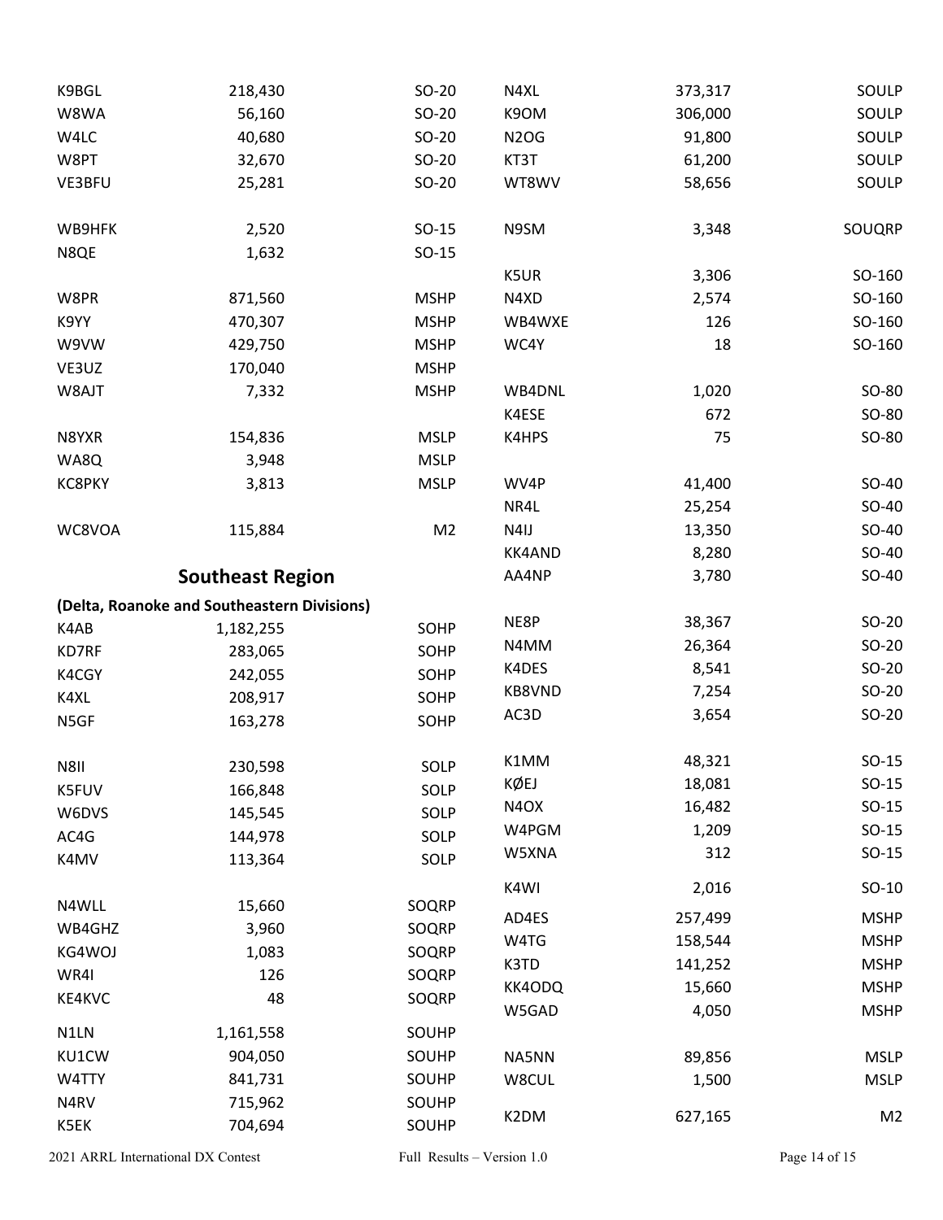| Call | Score | Category |
|---|---|---|
| K9BGL | 218,430 | SO-20 |
| W8WA | 56,160 | SO-20 |
| W4LC | 40,680 | SO-20 |
| W8PT | 32,670 | SO-20 |
| VE3BFU | 25,281 | SO-20 |
| WB9HFK | 2,520 | SO-15 |
| N8QE | 1,632 | SO-15 |
| W8PR | 871,560 | MSHP |
| K9YY | 470,307 | MSHP |
| W9VW | 429,750 | MSHP |
| VE3UZ | 170,040 | MSHP |
| W8AJT | 7,332 | MSHP |
| N8YXR | 154,836 | MSLP |
| WA8Q | 3,948 | MSLP |
| KC8PKY | 3,813 | MSLP |
| WC8VOA | 115,884 | M2 |

## Southeast Region

**(Delta, Roanoke and Southeastern Divisions)**

| Call | Score | Category |
|---|---|---|
| K4AB | 1,182,255 | SOHP |
| KD7RF | 283,065 | SOHP |
| K4CGY | 242,055 | SOHP |
| K4XL | 208,917 | SOHP |
| N5GF | 163,278 | SOHP |
| N8II | 230,598 | SOLP |
| K5FUV | 166,848 | SOLP |
| W6DVS | 145,545 | SOLP |
| AC4G | 144,978 | SOLP |
| K4MV | 113,364 | SOLP |
| N4WLL | 15,660 | SOQRP |
| WB4GHZ | 3,960 | SOQRP |
| KG4WOJ | 1,083 | SOQRP |
| WR4I | 126 | SOQRP |
| KE4KVC | 48 | SOQRP |
| N1LN | 1,161,558 | SOUHP |
| KU1CW | 904,050 | SOUHP |
| W4TTY | 841,731 | SOUHP |
| N4RV | 715,962 | SOUHP |
| K5EK | 704,694 | SOUHP |
| N4XL | 373,317 | SOULP |
| K9OM | 306,000 | SOULP |
| N2OG | 91,800 | SOULP |
| KT3T | 61,200 | SOULP |
| WT8WV | 58,656 | SOULP |
| N9SM | 3,348 | SOUQRP |
| K5UR | 3,306 | SO-160 |
| N4XD | 2,574 | SO-160 |
| WB4WXE | 126 | SO-160 |
| WC4Y | 18 | SO-160 |
| WB4DNL | 1,020 | SO-80 |
| K4ESE | 672 | SO-80 |
| K4HPS | 75 | SO-80 |
| WV4P | 41,400 | SO-40 |
| NR4L | 25,254 | SO-40 |
| N4IJ | 13,350 | SO-40 |
| KK4AND | 8,280 | SO-40 |
| AA4NP | 3,780 | SO-40 |
| NE8P | 38,367 | SO-20 |
| N4MM | 26,364 | SO-20 |
| K4DES | 8,541 | SO-20 |
| KB8VND | 7,254 | SO-20 |
| AC3D | 3,654 | SO-20 |
| K1MM | 48,321 | SO-15 |
| KØEJ | 18,081 | SO-15 |
| N4OX | 16,482 | SO-15 |
| W4PGM | 1,209 | SO-15 |
| W5XNA | 312 | SO-15 |
| K4WI | 2,016 | SO-10 |
| AD4ES | 257,499 | MSHP |
| W4TG | 158,544 | MSHP |
| K3TD | 141,252 | MSHP |
| KK4ODQ | 15,660 | MSHP |
| W5GAD | 4,050 | MSHP |
| NA5NN | 89,856 | MSLP |
| W8CUL | 1,500 | MSLP |
| K2DM | 627,165 | M2 |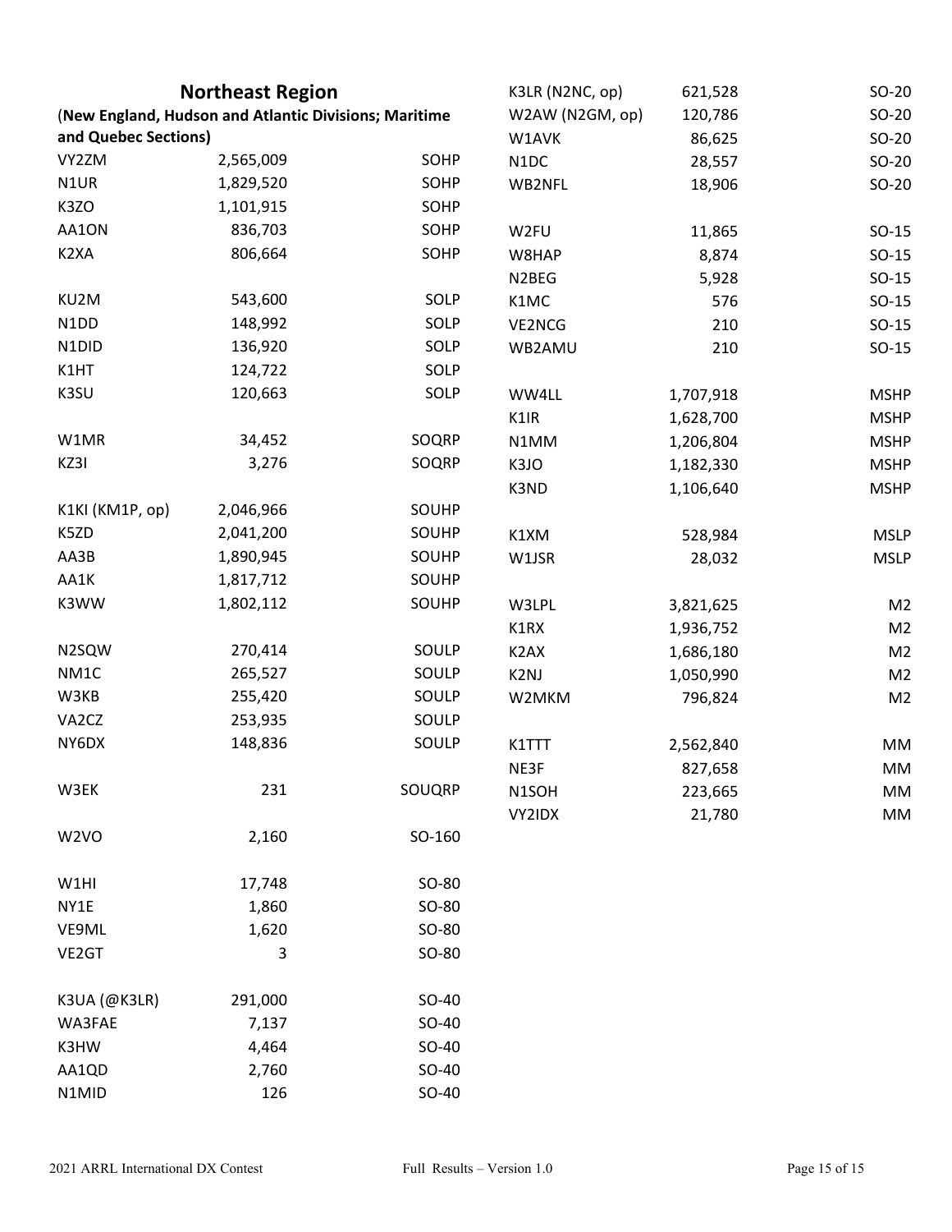## Northeast Region

**(New England, Hudson and Atlantic Divisions; Maritime and Quebec Sections)**

| | | |
|---|---|---|
| VY2ZM | 2,565,009 | SOHP |
| N1UR | 1,829,520 | SOHP |
| K3ZO | 1,101,915 | SOHP |
| AA1ON | 836,703 | SOHP |
| K2XA | 806,664 | SOHP |
| | | |
| KU2M | 543,600 | SOLP |
| N1DD | 148,992 | SOLP |
| N1DID | 136,920 | SOLP |
| K1HT | 124,722 | SOLP |
| K3SU | 120,663 | SOLP |
| | | |
| W1MR | 34,452 | SOQRP |
| KZ3I | 3,276 | SOQRP |
| | | |
| K1KI (KM1P, op) | 2,046,966 | SOUHP |
| K5ZD | 2,041,200 | SOUHP |
| AA3B | 1,890,945 | SOUHP |
| AA1K | 1,817,712 | SOUHP |
| K3WW | 1,802,112 | SOUHP |
| | | |
| N2SQW | 270,414 | SOULP |
| NM1C | 265,527 | SOULP |
| W3KB | 255,420 | SOULP |
| VA2CZ | 253,935 | SOULP |
| NY6DX | 148,836 | SOULP |
| | | |
| W3EK | 231 | SOUQRP |
| | | |
| W2VO | 2,160 | SO-160 |
| | | |
| W1HI | 17,748 | SO-80 |
| NY1E | 1,860 | SO-80 |
| VE9ML | 1,620 | SO-80 |
| VE2GT | 3 | SO-80 |
| | | |
| K3UA (@K3LR) | 291,000 | SO-40 |
| WA3FAE | 7,137 | SO-40 |
| K3HW | 4,464 | SO-40 |
| AA1QD | 2,760 | SO-40 |
| N1MID | 126 | SO-40 |
| | | |
| K3LR (N2NC, op) | 621,528 | SO-20 |
| W2AW (N2GM, op) | 120,786 | SO-20 |
| W1AVK | 86,625 | SO-20 |
| N1DC | 28,557 | SO-20 |
| WB2NFL | 18,906 | SO-20 |
| | | |
| W2FU | 11,865 | SO-15 |
| W8HAP | 8,874 | SO-15 |
| N2BEG | 5,928 | SO-15 |
| K1MC | 576 | SO-15 |
| VE2NCG | 210 | SO-15 |
| WB2AMU | 210 | SO-15 |
| | | |
| WW4LL | 1,707,918 | MSHP |
| K1IR | 1,628,700 | MSHP |
| N1MM | 1,206,804 | MSHP |
| K3JO | 1,182,330 | MSHP |
| K3ND | 1,106,640 | MSHP |
| | | |
| K1XM | 528,984 | MSLP |
| W1JSR | 28,032 | MSLP |
| | | |
| W3LPL | 3,821,625 | M2 |
| K1RX | 1,936,752 | M2 |
| K2AX | 1,686,180 | M2 |
| K2NJ | 1,050,990 | M2 |
| W2MKM | 796,824 | M2 |
| | | |
| K1TTT | 2,562,840 | MM |
| NE3F | 827,658 | MM |
| N1SOH | 223,665 | MM |
| VY2IDX | 21,780 | MM |